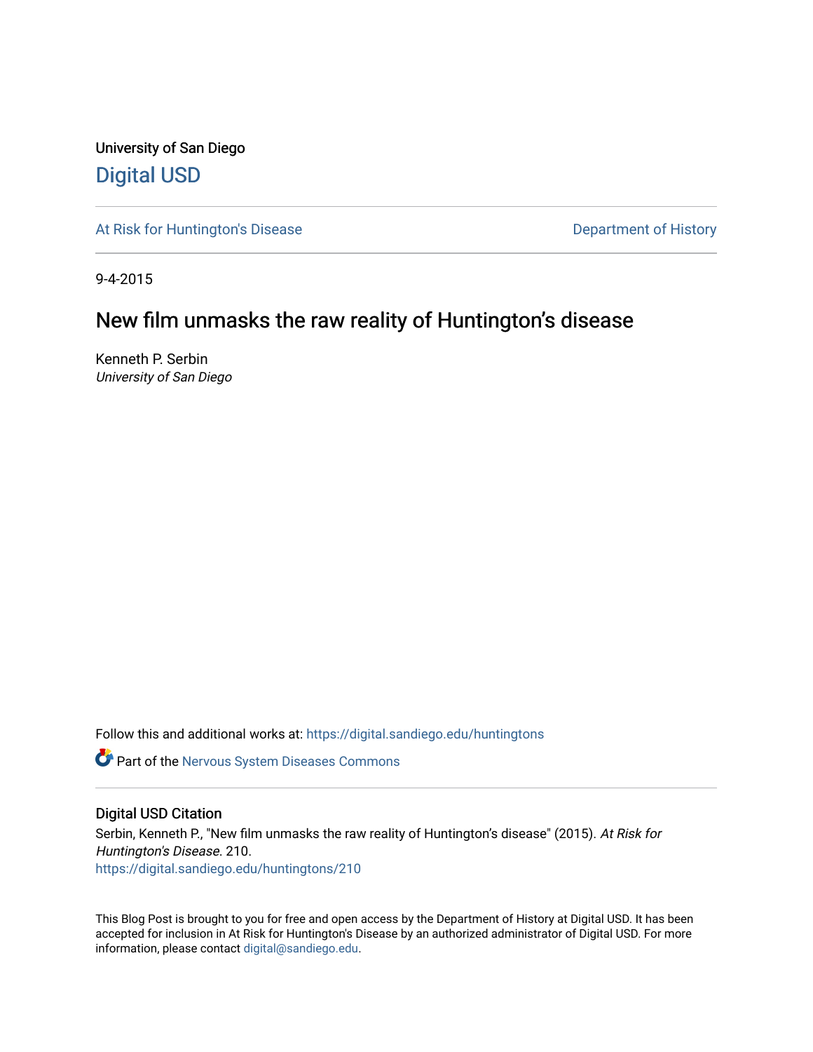University of San Diego

# Digital USD

At Risk for Huntington's Disease

Department of History

9-4-2015

## New film unmasks the raw reality of Huntington's disease

Kenneth P. Serbin
*University of San Diego*

Follow this and additional works at: https://digital.sandiego.edu/huntingtons

Part of the Nervous System Diseases Commons

### Digital USD Citation

Serbin, Kenneth P., "New film unmasks the raw reality of Huntington's disease" (2015). *At Risk for Huntington's Disease*. 210.
https://digital.sandiego.edu/huntingtons/210

This Blog Post is brought to you for free and open access by the Department of History at Digital USD. It has been accepted for inclusion in At Risk for Huntington's Disease by an authorized administrator of Digital USD. For more information, please contact digital@sandiego.edu.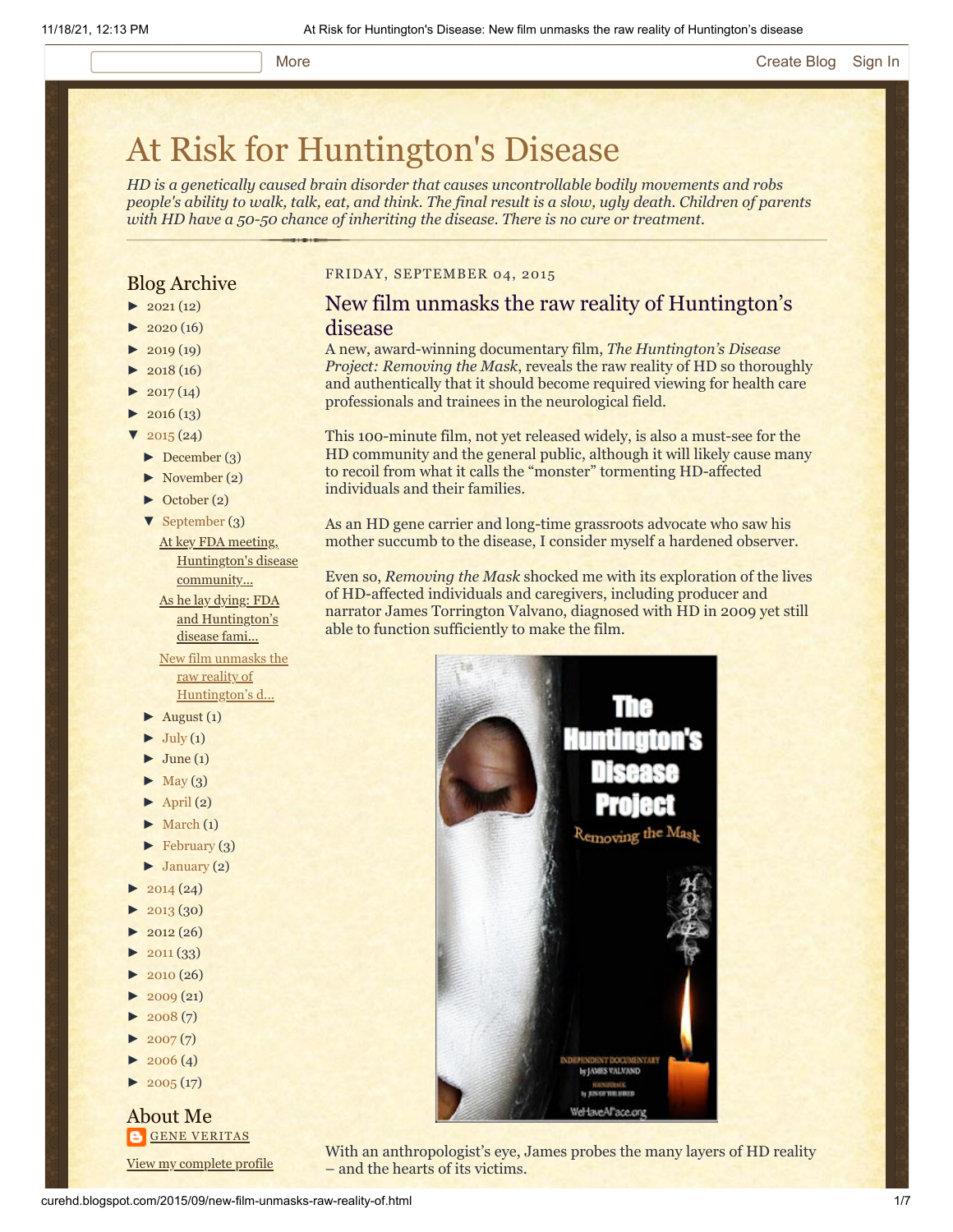# At Risk for Huntington's Disease

*HD is a genetically caused brain disorder that causes uncontrollable bodily movements and robs people's ability to walk, talk, eat, and think. The final result is a slow, ugly death. Children of parents with HD have a 50-50 chance of inheriting the disease. There is no cure or treatment.*

## Blog Archive

- ► 2021 (12)
- ► 2020 (16)
- ► 2019 (19)
- ► 2018 (16)
- ► 2017 (14)
- ► 2016 (13)
- ▼ 2015 (24)
  - ► December (3)
  - ► November (2)
  - ► October (2)
  - ▼ September (3)
    - At key FDA meeting, Huntington's disease community...
    - As he lay dying: FDA and Huntington's disease fami...
    - New film unmasks the raw reality of Huntington's d...
  - ► August (1)
  - ► July (1)
  - ► June (1)
  - ► May (3)
  - ► April (2)
  - ► March (1)
  - ► February (3)
  - ► January (2)
- ► 2014 (24)
- ► 2013 (30)
- ► 2012 (26)
- ► 2011 (33)
- ► 2010 (26)
- ► 2009 (21)
- ► 2008 (7)
- ► 2007 (7)
- ► 2006 (4)
- ► 2005 (17)

## About Me

GENE VERITAS

View my complete profile

FRIDAY, SEPTEMBER 04, 2015

## New film unmasks the raw reality of Huntington's disease

A new, award-winning documentary film, *The Huntington's Disease Project: Removing the Mask*, reveals the raw reality of HD so thoroughly and authentically that it should become required viewing for health care professionals and trainees in the neurological field.

This 100-minute film, not yet released widely, is also a must-see for the HD community and the general public, although it will likely cause many to recoil from what it calls the "monster" tormenting HD-affected individuals and their families.

As an HD gene carrier and long-time grassroots advocate who saw his mother succumb to the disease, I consider myself a hardened observer.

Even so, *Removing the Mask* shocked me with its exploration of the lives of HD-affected individuals and caregivers, including producer and narrator James Torrington Valvano, diagnosed with HD in 2009 yet still able to function sufficiently to make the film.

With an anthropologist's eye, James probes the many layers of HD reality – and the hearts of its victims.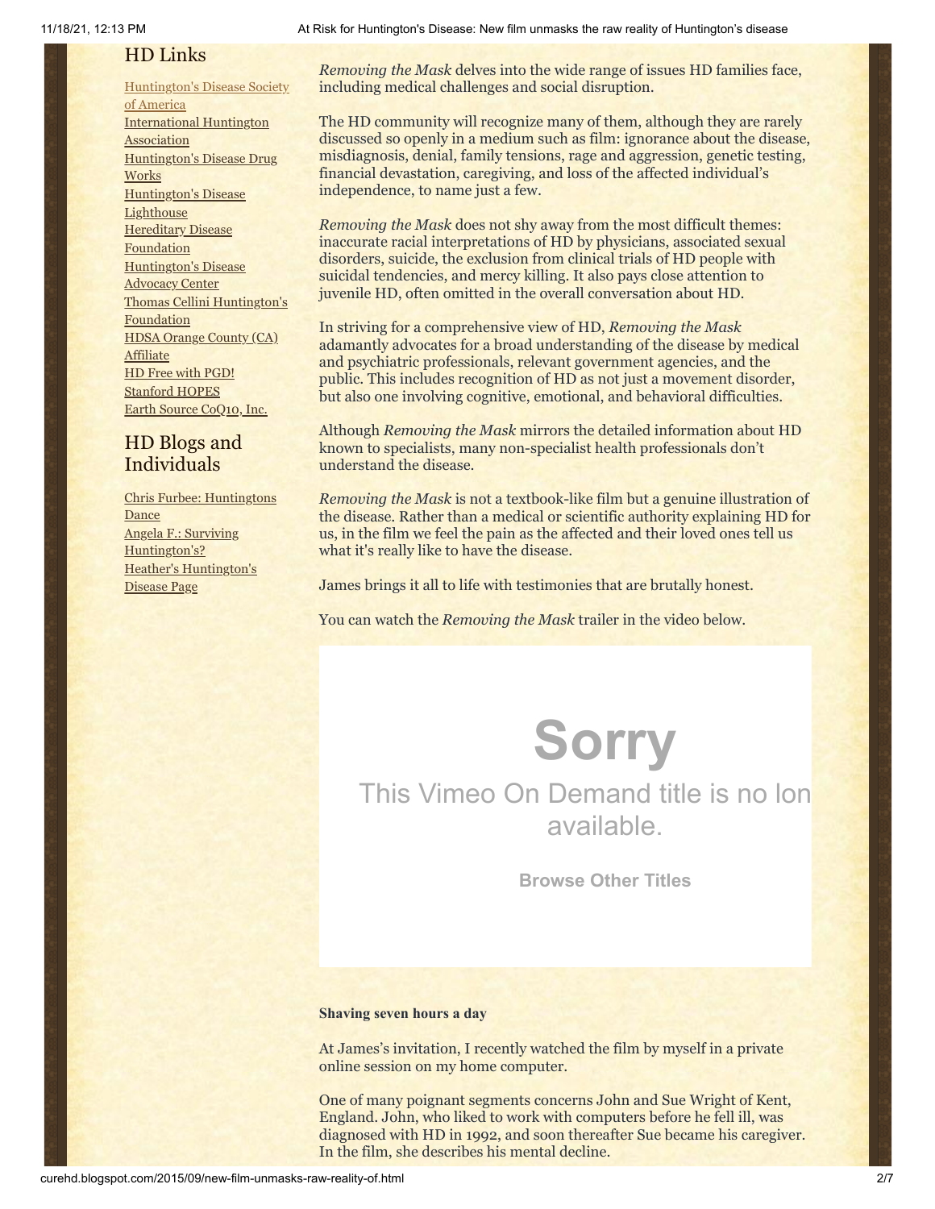## HD Links

[Huntington's Disease Society of America]
[International Huntington Association]
[Huntington's Disease Drug Works]
[Huntington's Disease Lighthouse]
[Hereditary Disease Foundation]
[Huntington's Disease Advocacy Center]
[Thomas Cellini Huntington's Foundation]
[HDSA Orange County (CA) Affiliate]
[HD Free with PGD!]
[Stanford HOPES]
[Earth Source CoQ10, Inc.]

## HD Blogs and Individuals

[Chris Furbee: Huntingtons Dance]
[Angela F.: Surviving Huntington's?]
[Heather's Huntington's Disease Page]

*Removing the Mask* delves into the wide range of issues HD families face, including medical challenges and social disruption.

The HD community will recognize many of them, although they are rarely discussed so openly in a medium such as film: ignorance about the disease, misdiagnosis, denial, family tensions, rage and aggression, genetic testing, financial devastation, caregiving, and loss of the affected individual's independence, to name just a few.

*Removing the Mask* does not shy away from the most difficult themes: inaccurate racial interpretations of HD by physicians, associated sexual disorders, suicide, the exclusion from clinical trials of HD people with suicidal tendencies, and mercy killing. It also pays close attention to juvenile HD, often omitted in the overall conversation about HD.

In striving for a comprehensive view of HD, *Removing the Mask* adamantly advocates for a broad understanding of the disease by medical and psychiatric professionals, relevant government agencies, and the public. This includes recognition of HD as not just a movement disorder, but also one involving cognitive, emotional, and behavioral difficulties.

Although *Removing the Mask* mirrors the detailed information about HD known to specialists, many non-specialist health professionals don't understand the disease.

*Removing the Mask* is not a textbook-like film but a genuine illustration of the disease. Rather than a medical or scientific authority explaining HD for us, in the film we feel the pain as the affected and their loved ones tell us what it's really like to have the disease.

James brings it all to life with testimonies that are brutally honest.

You can watch the *Removing the Mask* trailer in the video below.

Sorry

This Vimeo On Demand title is no lon available.

Browse Other Titles

**Shaving seven hours a day**

At James's invitation, I recently watched the film by myself in a private online session on my home computer.

One of many poignant segments concerns John and Sue Wright of Kent, England. John, who liked to work with computers before he fell ill, was diagnosed with HD in 1992, and soon thereafter Sue became his caregiver. In the film, she describes his mental decline.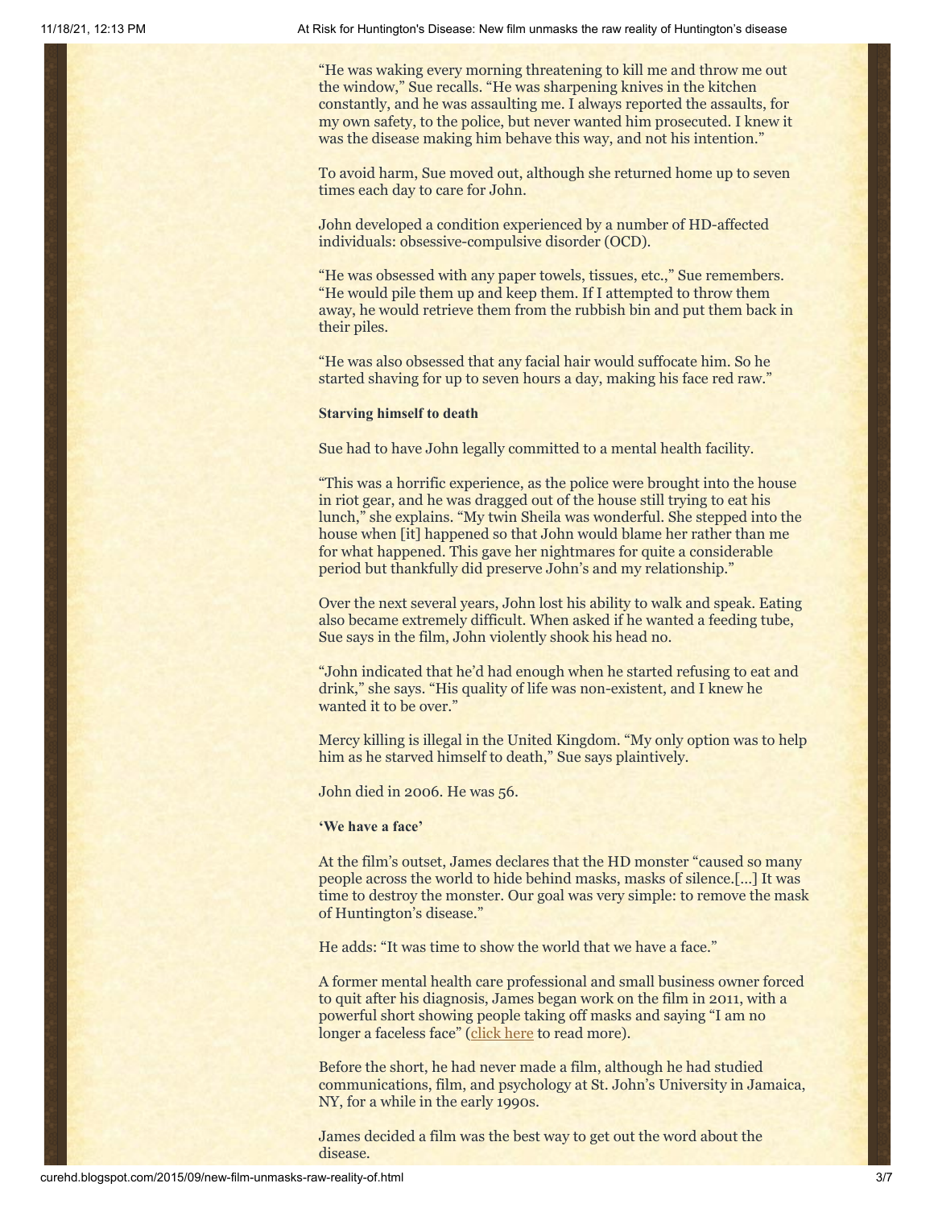"He was waking every morning threatening to kill me and throw me out the window," Sue recalls. "He was sharpening knives in the kitchen constantly, and he was assaulting me. I always reported the assaults, for my own safety, to the police, but never wanted him prosecuted. I knew it was the disease making him behave this way, and not his intention."

To avoid harm, Sue moved out, although she returned home up to seven times each day to care for John.

John developed a condition experienced by a number of HD-affected individuals: obsessive-compulsive disorder (OCD).

"He was obsessed with any paper towels, tissues, etc.," Sue remembers. "He would pile them up and keep them. If I attempted to throw them away, he would retrieve them from the rubbish bin and put them back in their piles.

"He was also obsessed that any facial hair would suffocate him. So he started shaving for up to seven hours a day, making his face red raw."

**Starving himself to death**

Sue had to have John legally committed to a mental health facility.

"This was a horrific experience, as the police were brought into the house in riot gear, and he was dragged out of the house still trying to eat his lunch," she explains. "My twin Sheila was wonderful. She stepped into the house when [it] happened so that John would blame her rather than me for what happened. This gave her nightmares for quite a considerable period but thankfully did preserve John's and my relationship."

Over the next several years, John lost his ability to walk and speak. Eating also became extremely difficult. When asked if he wanted a feeding tube, Sue says in the film, John violently shook his head no.

"John indicated that he'd had enough when he started refusing to eat and drink," she says. "His quality of life was non-existent, and I knew he wanted it to be over."

Mercy killing is illegal in the United Kingdom. "My only option was to help him as he starved himself to death," Sue says plaintively.

John died in 2006. He was 56.

**'We have a face'**

At the film's outset, James declares that the HD monster "caused so many people across the world to hide behind masks, masks of silence.[…] It was time to destroy the monster. Our goal was very simple: to remove the mask of Huntington's disease."

He adds: "It was time to show the world that we have a face."

A former mental health care professional and small business owner forced to quit after his diagnosis, James began work on the film in 2011, with a powerful short showing people taking off masks and saying "I am no longer a faceless face" (click here to read more).

Before the short, he had never made a film, although he had studied communications, film, and psychology at St. John's University in Jamaica, NY, for a while in the early 1990s.

James decided a film was the best way to get out the word about the disease.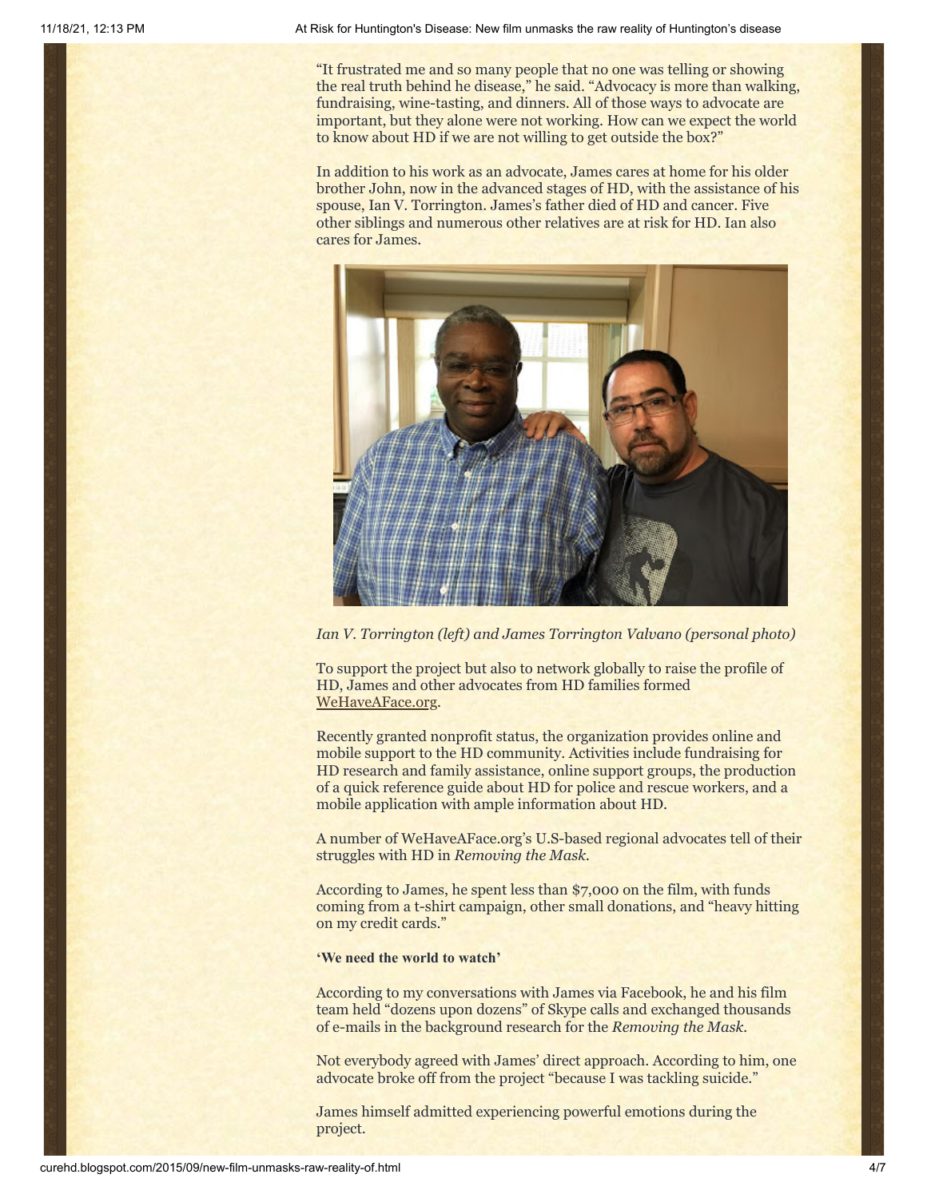"It frustrated me and so many people that no one was telling or showing the real truth behind he disease," he said. "Advocacy is more than walking, fundraising, wine-tasting, and dinners. All of those ways to advocate are important, but they alone were not working. How can we expect the world to know about HD if we are not willing to get outside the box?"

In addition to his work as an advocate, James cares at home for his older brother John, now in the advanced stages of HD, with the assistance of his spouse, Ian V. Torrington. James's father died of HD and cancer. Five other siblings and numerous other relatives are at risk for HD. Ian also cares for James.

*Ian V. Torrington (left) and James Torrington Valvano (personal photo)*

To support the project but also to network globally to raise the profile of HD, James and other advocates from HD families formed WeHaveAFace.org.

Recently granted nonprofit status, the organization provides online and mobile support to the HD community. Activities include fundraising for HD research and family assistance, online support groups, the production of a quick reference guide about HD for police and rescue workers, and a mobile application with ample information about HD.

A number of WeHaveAFace.org's U.S-based regional advocates tell of their struggles with HD in *Removing the Mask*.

According to James, he spent less than $7,000 on the film, with funds coming from a t-shirt campaign, other small donations, and "heavy hitting on my credit cards."

**'We need the world to watch'**

According to my conversations with James via Facebook, he and his film team held "dozens upon dozens" of Skype calls and exchanged thousands of e-mails in the background research for the *Removing the Mask*.

Not everybody agreed with James' direct approach. According to him, one advocate broke off from the project "because I was tackling suicide."

James himself admitted experiencing powerful emotions during the project.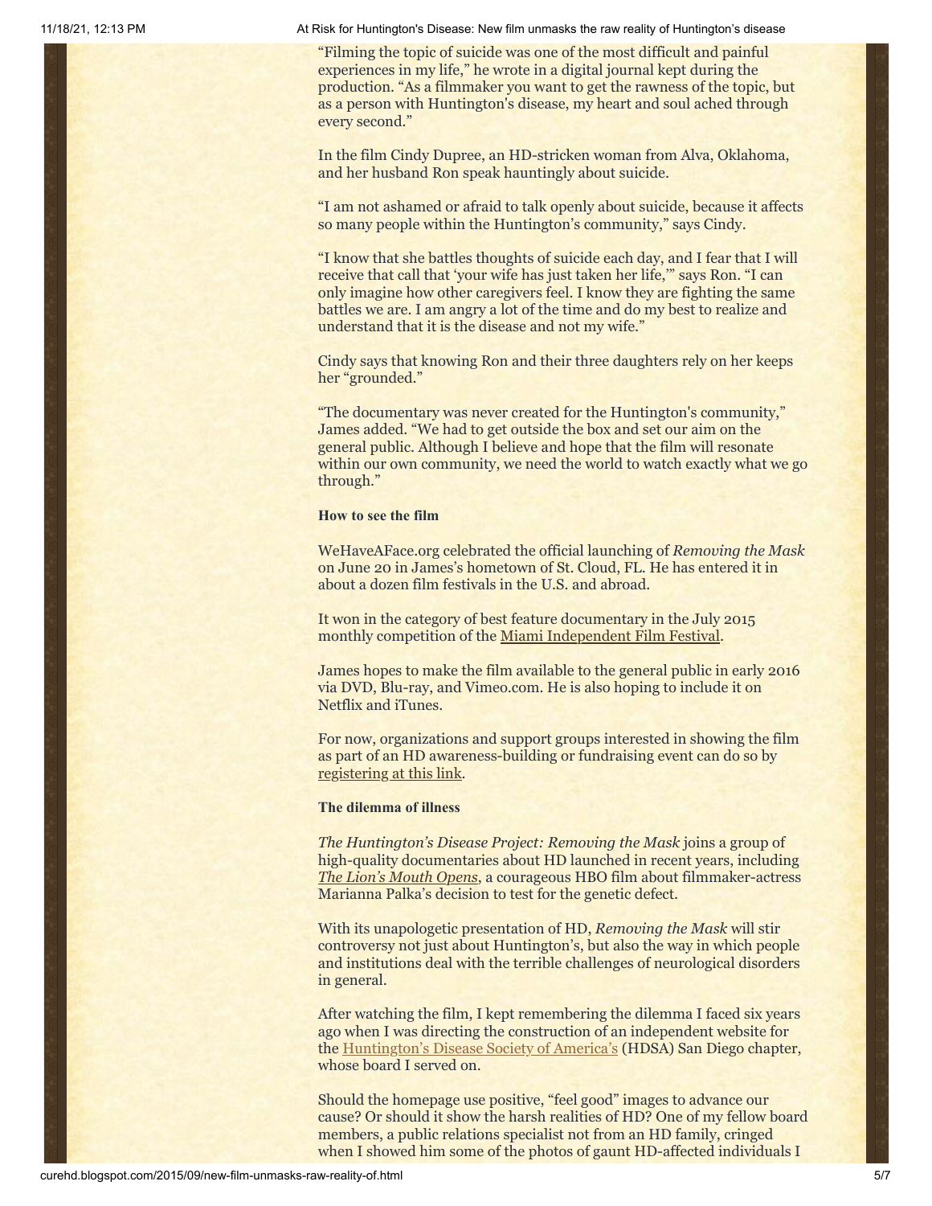"Filming the topic of suicide was one of the most difficult and painful experiences in my life," he wrote in a digital journal kept during the production. "As a filmmaker you want to get the rawness of the topic, but as a person with Huntington's disease, my heart and soul ached through every second."

In the film Cindy Dupree, an HD-stricken woman from Alva, Oklahoma, and her husband Ron speak hauntingly about suicide.

"I am not ashamed or afraid to talk openly about suicide, because it affects so many people within the Huntington's community," says Cindy.

"I know that she battles thoughts of suicide each day, and I fear that I will receive that call that 'your wife has just taken her life,'" says Ron. "I can only imagine how other caregivers feel. I know they are fighting the same battles we are. I am angry a lot of the time and do my best to realize and understand that it is the disease and not my wife."

Cindy says that knowing Ron and their three daughters rely on her keeps her "grounded."

"The documentary was never created for the Huntington's community," James added. "We had to get outside the box and set our aim on the general public. Although I believe and hope that the film will resonate within our own community, we need the world to watch exactly what we go through."

**How to see the film**

WeHaveAFace.org celebrated the official launching of *Removing the Mask* on June 20 in James's hometown of St. Cloud, FL. He has entered it in about a dozen film festivals in the U.S. and abroad.

It won in the category of best feature documentary in the July 2015 monthly competition of the Miami Independent Film Festival.

James hopes to make the film available to the general public in early 2016 via DVD, Blu-ray, and Vimeo.com. He is also hoping to include it on Netflix and iTunes.

For now, organizations and support groups interested in showing the film as part of an HD awareness-building or fundraising event can do so by registering at this link.

**The dilemma of illness**

*The Huntington's Disease Project: Removing the Mask* joins a group of high-quality documentaries about HD launched in recent years, including *The Lion's Mouth Opens*, a courageous HBO film about filmmaker-actress Marianna Palka's decision to test for the genetic defect.

With its unapologetic presentation of HD, *Removing the Mask* will stir controversy not just about Huntington's, but also the way in which people and institutions deal with the terrible challenges of neurological disorders in general.

After watching the film, I kept remembering the dilemma I faced six years ago when I was directing the construction of an independent website for the Huntington's Disease Society of America's (HDSA) San Diego chapter, whose board I served on.

Should the homepage use positive, "feel good" images to advance our cause? Or should it show the harsh realities of HD? One of my fellow board members, a public relations specialist not from an HD family, cringed when I showed him some of the photos of gaunt HD-affected individuals I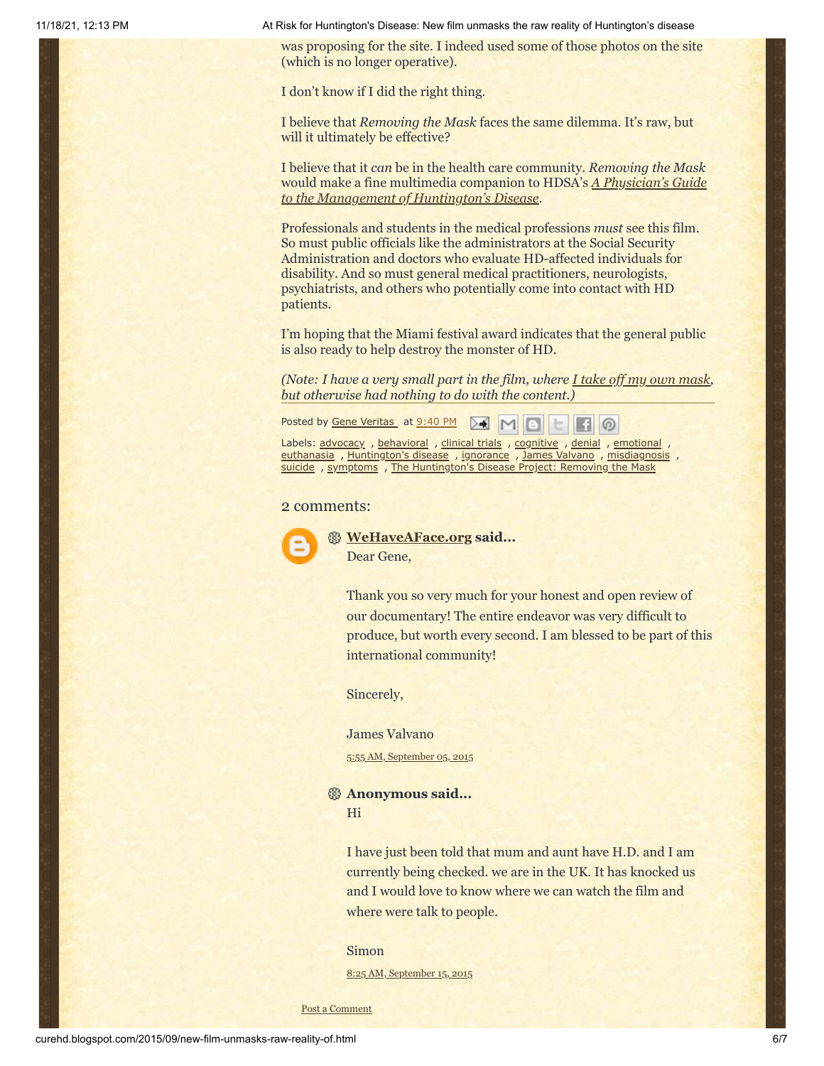was proposing for the site. I indeed used some of those photos on the site (which is no longer operative).

I don't know if I did the right thing.

I believe that *Removing the Mask* faces the same dilemma. It's raw, but will it ultimately be effective?

I believe that it *can* be in the health care community. *Removing the Mask* would make a fine multimedia companion to HDSA's *A Physician's Guide to the Management of Huntington's Disease*.

Professionals and students in the medical professions *must* see this film. So must public officials like the administrators at the Social Security Administration and doctors who evaluate HD-affected individuals for disability. And so must general medical practitioners, neurologists, psychiatrists, and others who potentially come into contact with HD patients.

I'm hoping that the Miami festival award indicates that the general public is also ready to help destroy the monster of HD.

*(Note: I have a very small part in the film, where I take off my own mask, but otherwise had nothing to do with the content.)*

Posted by Gene Veritas at 9:40 PM

Labels: advocacy , behavioral , clinical trials , cognitive , denial , emotional , euthanasia , Huntington's disease , ignorance , James Valvano , misdiagnosis , suicide , symptoms , The Huntington's Disease Project: Removing the Mask

## 2 comments:

**WeHaveAFace.org said...**

Dear Gene,

Thank you so very much for your honest and open review of our documentary! The entire endeavor was very difficult to produce, but worth every second. I am blessed to be part of this international community!

Sincerely,

James Valvano

5:55 AM, September 05, 2015

**Anonymous said...**

Hi

I have just been told that mum and aunt have H.D. and I am currently being checked. we are in the UK. It has knocked us and I would love to know where we can watch the film and where were talk to people.

Simon

8:25 AM, September 15, 2015

Post a Comment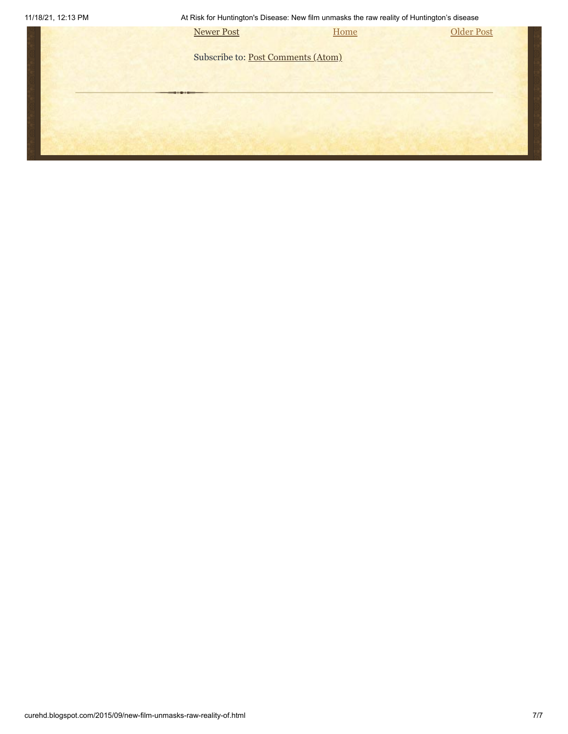Newer Post Home Older Post

Subscribe to: Post Comments (Atom)